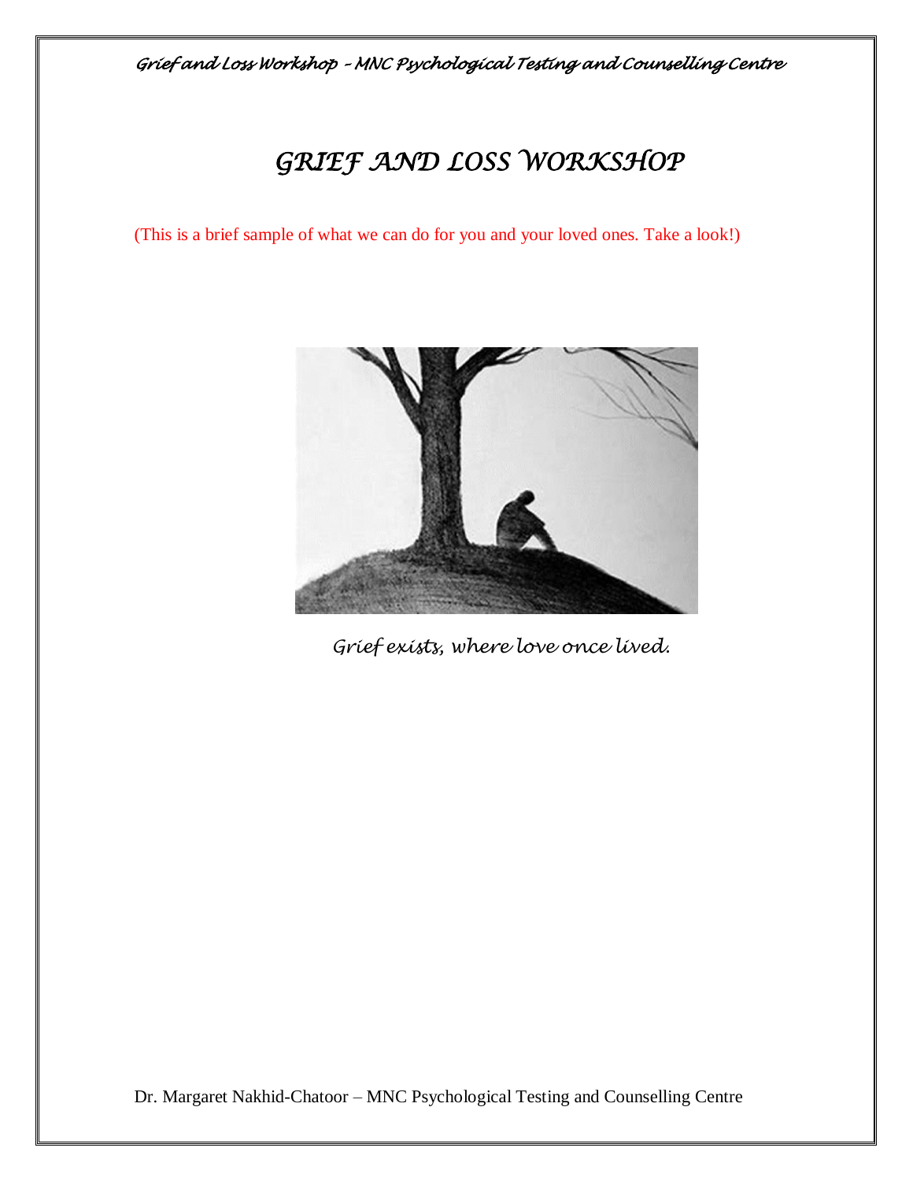# GRIEF AND LOSS WORKSHOP

(This is a brief sample of what we can do for you and your loved ones. Take a look!)

*Grief exists, where love once lived.*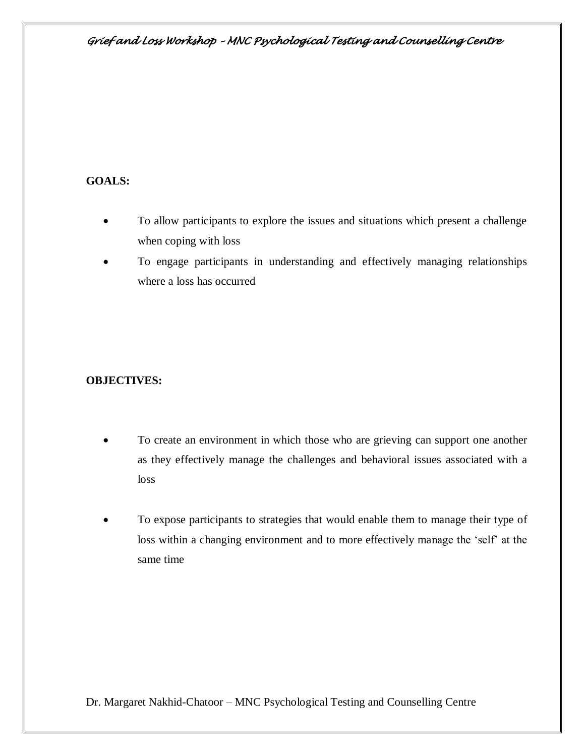**GOALS:**

- To allow participants to explore the issues and situations which present a challenge when coping with loss
- To engage participants in understanding and effectively managing relationships where a loss has occurred

**OBJECTIVES:**

- To create an environment in which those who are grieving can support one another as they effectively manage the challenges and behavioral issues associated with a loss

- To expose participants to strategies that would enable them to manage their type of loss within a changing environment and to more effectively manage the 'self' at the same time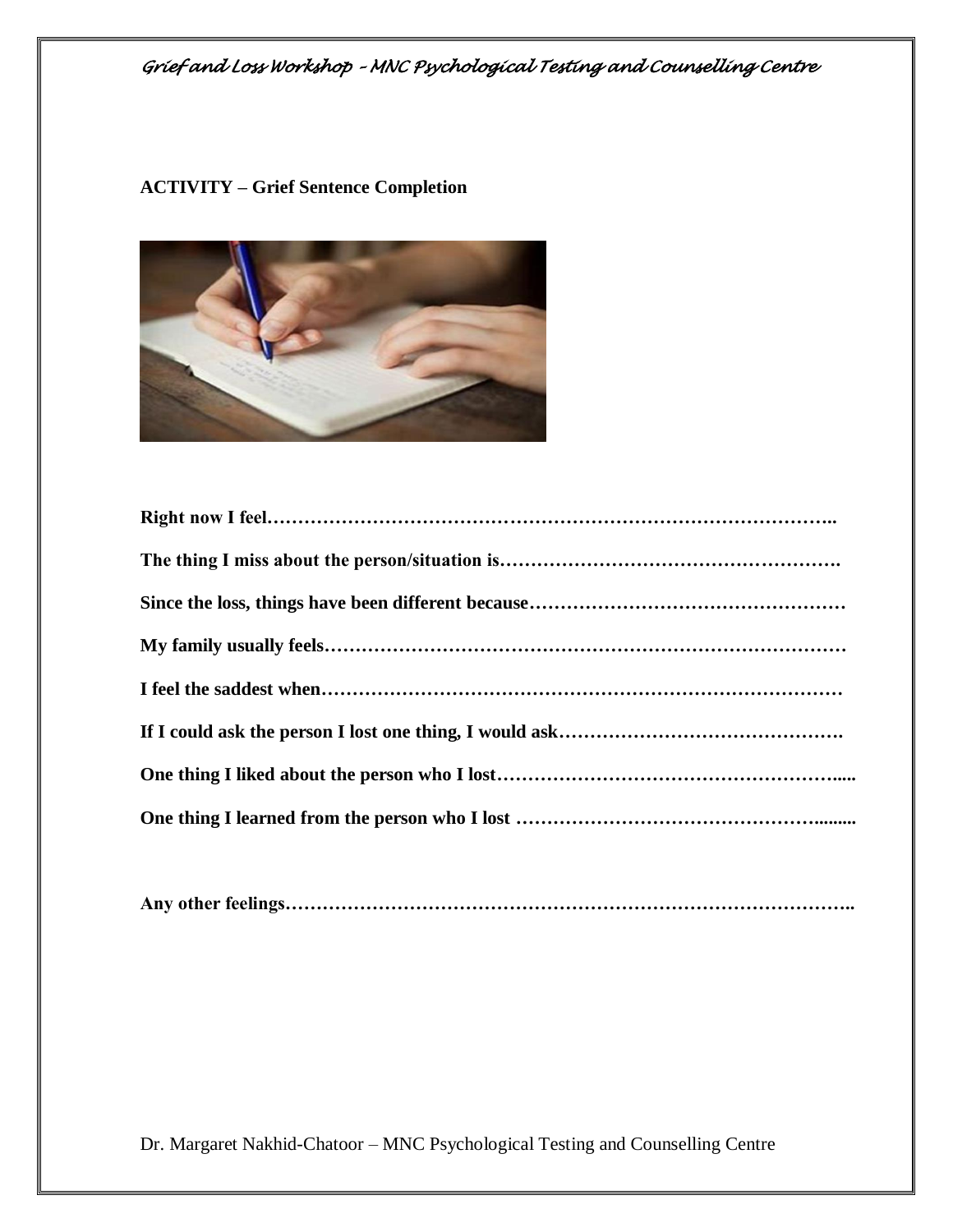**ACTIVITY – Grief Sentence Completion**

**Right now I feel……………………………………………………………………………..**

**The thing I miss about the person/situation is……………………………………………….**

**Since the loss, things have been different because……………………………………………**

**My family usually feels………………………………………………………………………**

**I feel the saddest when………………………………………………………………………**

**If I could ask the person I lost one thing, I would ask……………………………………….**

**One thing I liked about the person who I lost……………………………………………......**

**One thing I learned from the person who I lost …………………………………………........**

**Any other feelings……………………………………………………………………………..**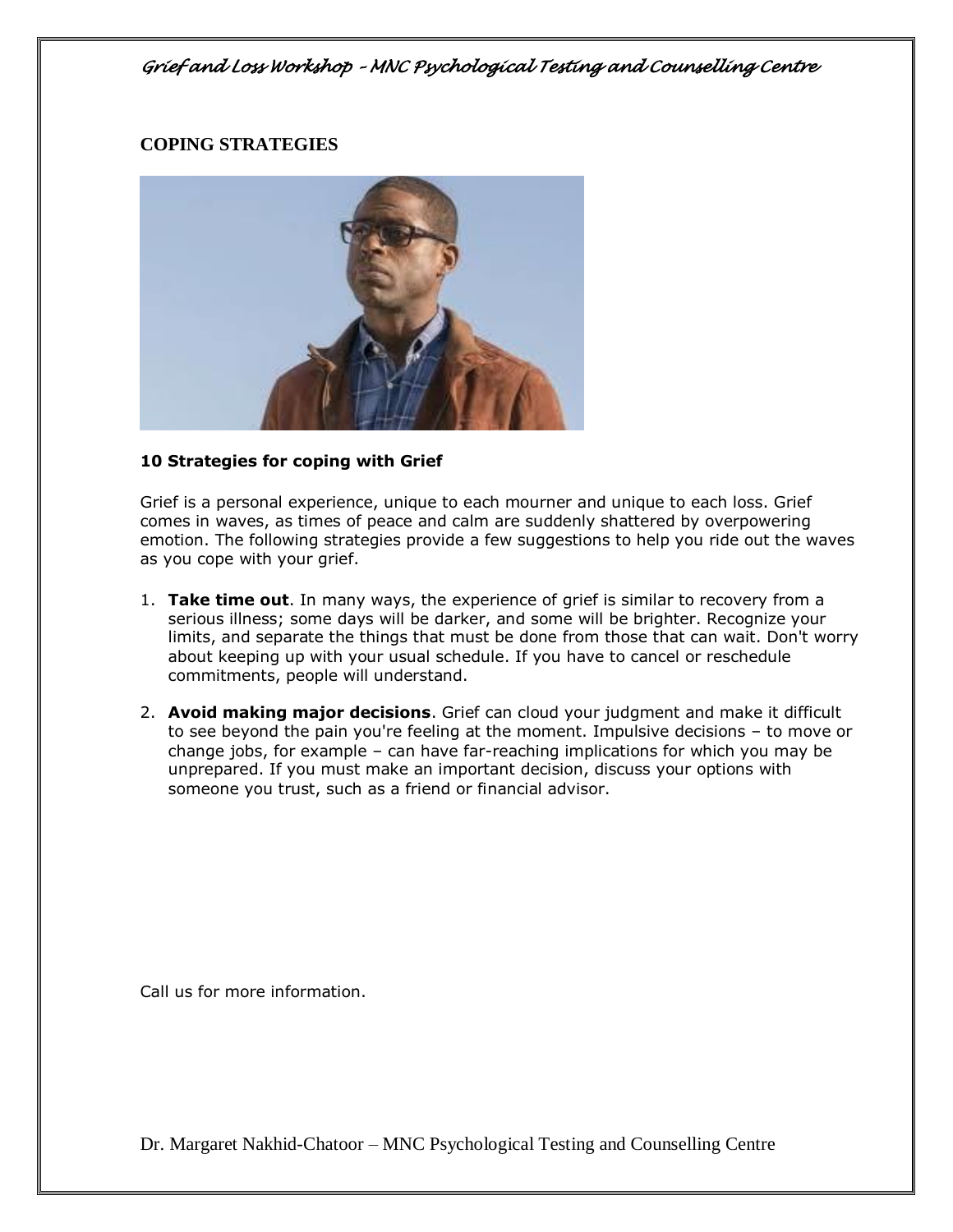## COPING STRATEGIES

**10 Strategies for coping with Grief**

Grief is a personal experience, unique to each mourner and unique to each loss. Grief comes in waves, as times of peace and calm are suddenly shattered by overpowering emotion. The following strategies provide a few suggestions to help you ride out the waves as you cope with your grief.

1. **Take time out**. In many ways, the experience of grief is similar to recovery from a serious illness; some days will be darker, and some will be brighter. Recognize your limits, and separate the things that must be done from those that can wait. Don't worry about keeping up with your usual schedule. If you have to cancel or reschedule commitments, people will understand.

2. **Avoid making major decisions**. Grief can cloud your judgment and make it difficult to see beyond the pain you're feeling at the moment. Impulsive decisions – to move or change jobs, for example – can have far-reaching implications for which you may be unprepared. If you must make an important decision, discuss your options with someone you trust, such as a friend or financial advisor.

Call us for more information.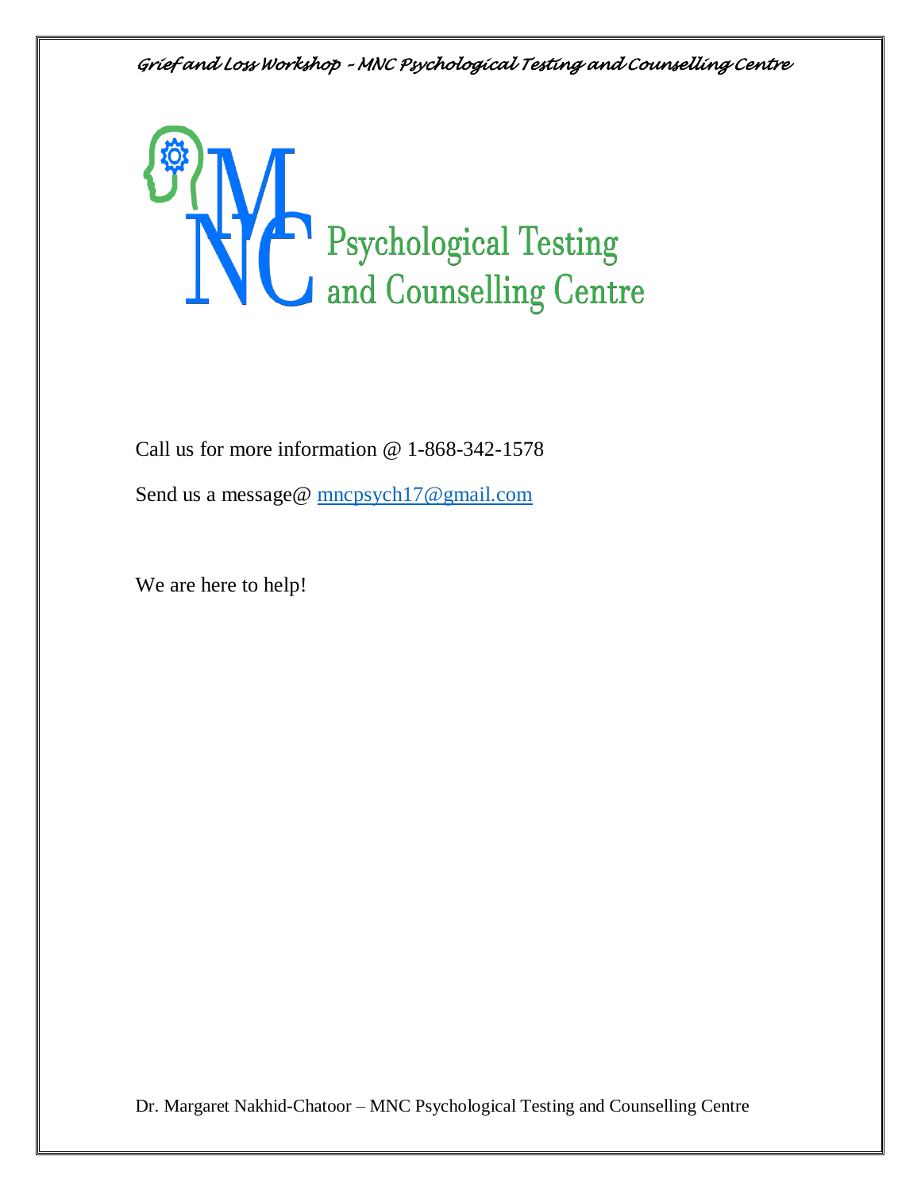Call us for more information @ 1-868-342-1578

Send us a message@ mncpsych17@gmail.com

We are here to help!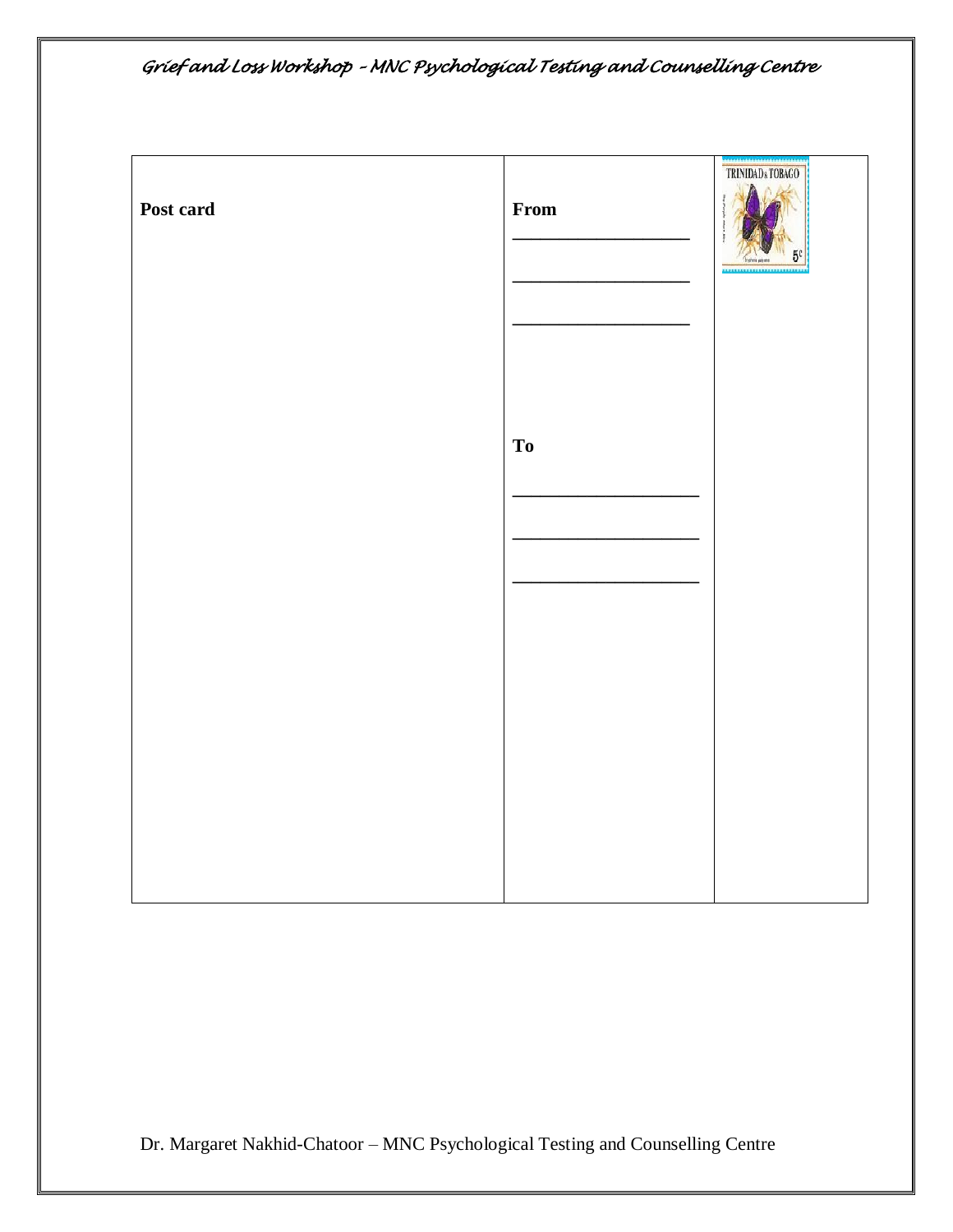| Post card | From<br>___________________<br>___________________<br>___________________<br><br>To<br>___________________<br>___________________<br>___________________ | TRINIDAD & TOBAGO 5c |
| --- | --- | --- |